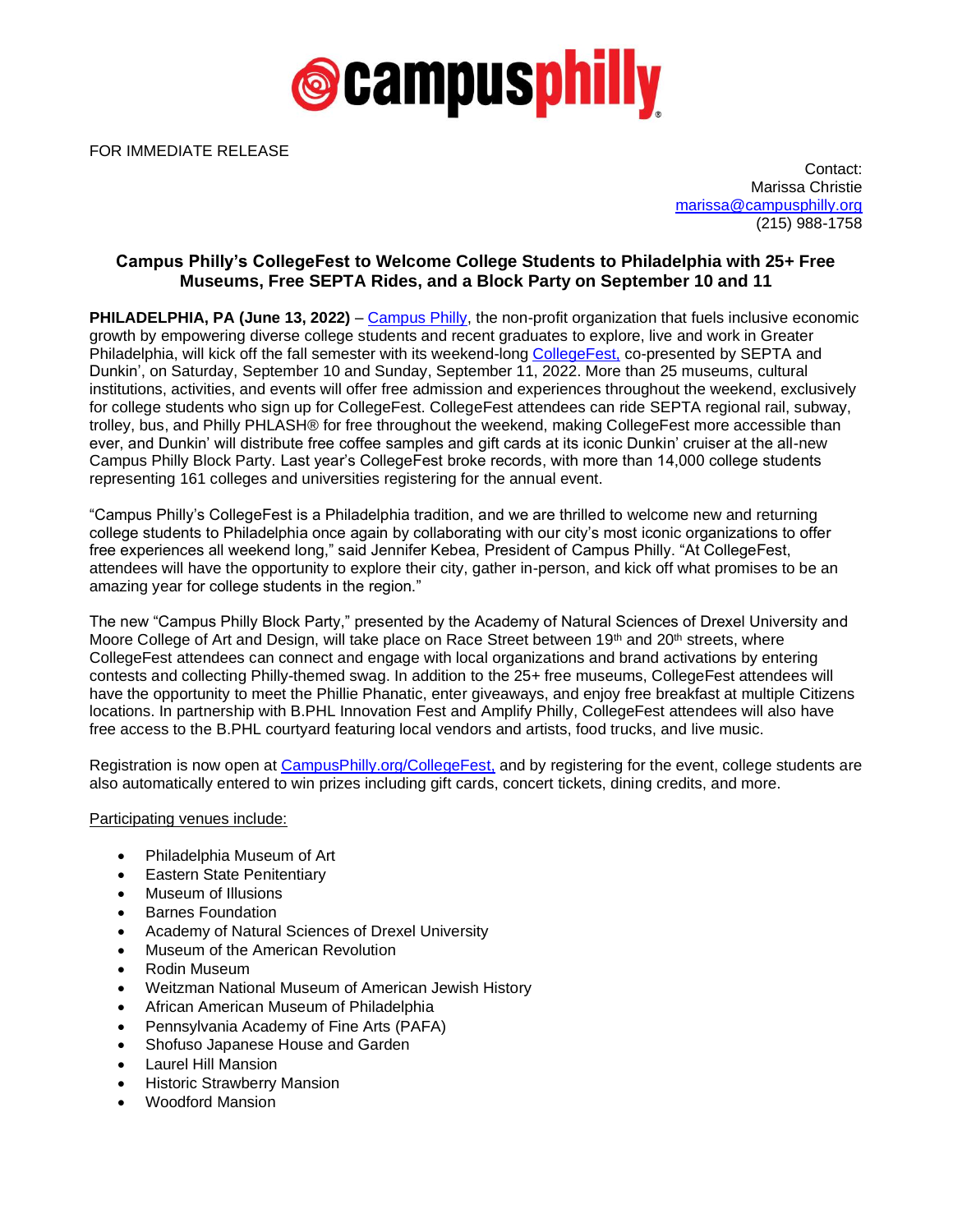campusphilly

FOR IMMEDIATE RELEASE

Contact:
Marissa Christie
marissa@campusphilly.org
(215) 988-1758

## Campus Philly's CollegeFest to Welcome College Students to Philadelphia with 25+ Free Museums, Free SEPTA Rides, and a Block Party on September 10 and 11

**PHILADELPHIA, PA (June 13, 2022)** – Campus Philly, the non-profit organization that fuels inclusive economic growth by empowering diverse college students and recent graduates to explore, live and work in Greater Philadelphia, will kick off the fall semester with its weekend-long CollegeFest, co-presented by SEPTA and Dunkin', on Saturday, September 10 and Sunday, September 11, 2022. More than 25 museums, cultural institutions, activities, and events will offer free admission and experiences throughout the weekend, exclusively for college students who sign up for CollegeFest. CollegeFest attendees can ride SEPTA regional rail, subway, trolley, bus, and Philly PHLASH® for free throughout the weekend, making CollegeFest more accessible than ever, and Dunkin' will distribute free coffee samples and gift cards at its iconic Dunkin' cruiser at the all-new Campus Philly Block Party. Last year's CollegeFest broke records, with more than 14,000 college students representing 161 colleges and universities registering for the annual event.

"Campus Philly's CollegeFest is a Philadelphia tradition, and we are thrilled to welcome new and returning college students to Philadelphia once again by collaborating with our city's most iconic organizations to offer free experiences all weekend long," said Jennifer Kebea, President of Campus Philly. "At CollegeFest, attendees will have the opportunity to explore their city, gather in-person, and kick off what promises to be an amazing year for college students in the region."

The new "Campus Philly Block Party," presented by the Academy of Natural Sciences of Drexel University and Moore College of Art and Design, will take place on Race Street between 19th and 20th streets, where CollegeFest attendees can connect and engage with local organizations and brand activations by entering contests and collecting Philly-themed swag. In addition to the 25+ free museums, CollegeFest attendees will have the opportunity to meet the Phillie Phanatic, enter giveaways, and enjoy free breakfast at multiple Citizens locations. In partnership with B.PHL Innovation Fest and Amplify Philly, CollegeFest attendees will also have free access to the B.PHL courtyard featuring local vendors and artists, food trucks, and live music.

Registration is now open at CampusPhilly.org/CollegeFest, and by registering for the event, college students are also automatically entered to win prizes including gift cards, concert tickets, dining credits, and more.

Participating venues include:

- Philadelphia Museum of Art
- Eastern State Penitentiary
- Museum of Illusions
- Barnes Foundation
- Academy of Natural Sciences of Drexel University
- Museum of the American Revolution
- Rodin Museum
- Weitzman National Museum of American Jewish History
- African American Museum of Philadelphia
- Pennsylvania Academy of Fine Arts (PAFA)
- Shofuso Japanese House and Garden
- Laurel Hill Mansion
- Historic Strawberry Mansion
- Woodford Mansion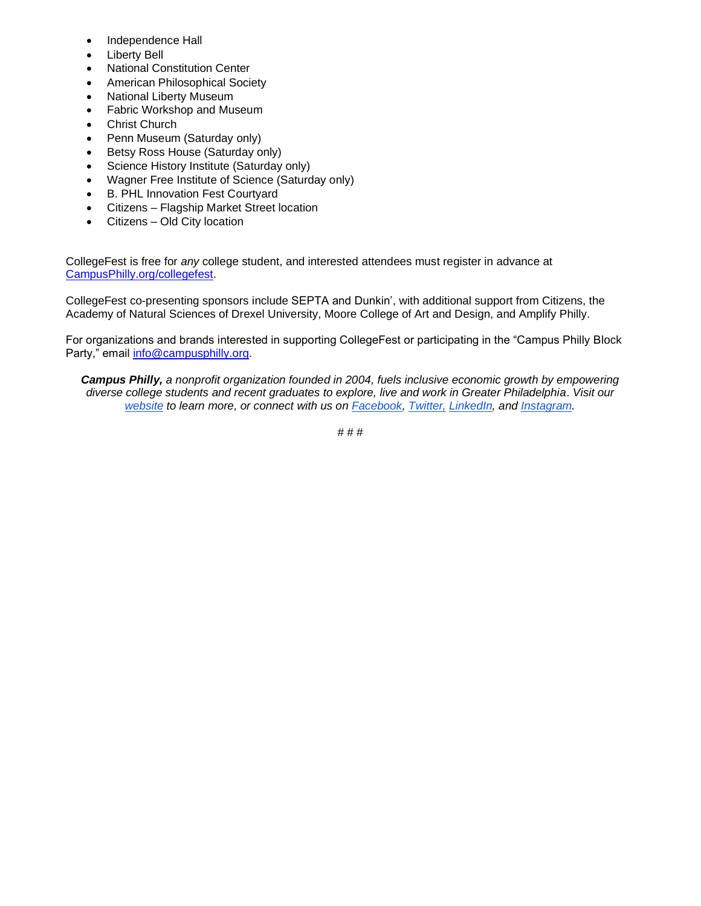- Independence Hall
- Liberty Bell
- National Constitution Center
- American Philosophical Society
- National Liberty Museum
- Fabric Workshop and Museum
- Christ Church
- Penn Museum (Saturday only)
- Betsy Ross House (Saturday only)
- Science History Institute (Saturday only)
- Wagner Free Institute of Science (Saturday only)
- B. PHL Innovation Fest Courtyard
- Citizens – Flagship Market Street location
- Citizens – Old City location

CollegeFest is free for *any* college student, and interested attendees must register in advance at [CampusPhilly.org/collegefest](CampusPhilly.org/collegefest).

CollegeFest co-presenting sponsors include SEPTA and Dunkin', with additional support from Citizens, the Academy of Natural Sciences of Drexel University, Moore College of Art and Design, and Amplify Philly.

For organizations and brands interested in supporting CollegeFest or participating in the "Campus Philly Block Party," email [info@campusphilly.org](mailto:info@campusphilly.org).

***Campus Philly,*** *a nonprofit organization founded in 2004, fuels inclusive economic growth by empowering diverse college students and recent graduates to explore, live and work in Greater Philadelphia. Visit our website to learn more, or connect with us on Facebook, Twitter, LinkedIn, and Instagram.*

# # #